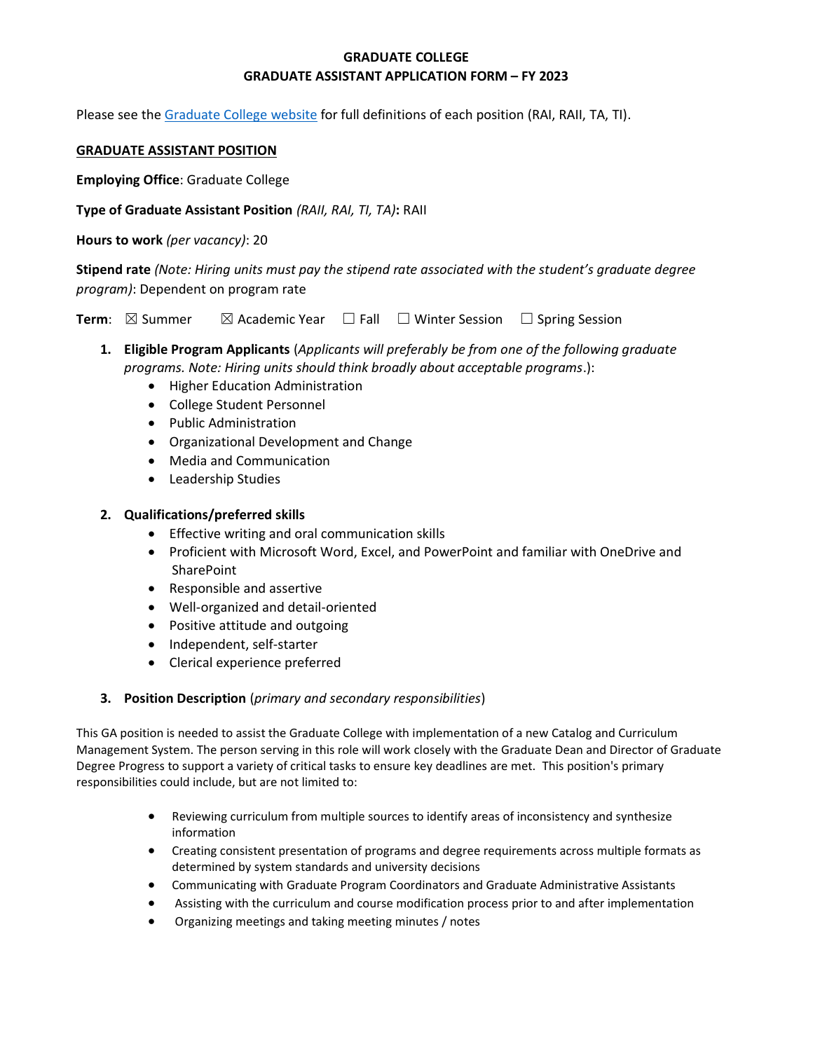**GRADUATE COLLEGE**
**GRADUATE ASSISTANT APPLICATION FORM – FY 2023**

Please see the [Graduate College website]() for full definitions of each position (RAI, RAII, TA, TI).

**<u>GRADUATE ASSISTANT POSITION</u>**

**Employing Office**: Graduate College

**Type of Graduate Assistant Position** *(RAII, RAI, TI, TA)***:** RAII

**Hours to work** *(per vacancy)*: 20

**Stipend rate** *(Note: Hiring units must pay the stipend rate associated with the student's graduate degree program)*: Dependent on program rate

**Term**: ☒ Summer ☒ Academic Year ☐ Fall ☐ Winter Session ☐ Spring Session

1. **Eligible Program Applicants** (*Applicants will preferably be from one of the following graduate programs. Note: Hiring units should think broadly about acceptable programs*.):
   - Higher Education Administration
   - College Student Personnel
   - Public Administration
   - Organizational Development and Change
   - Media and Communication
   - Leadership Studies

2. **Qualifications/preferred skills**
   - Effective writing and oral communication skills
   - Proficient with Microsoft Word, Excel, and PowerPoint and familiar with OneDrive and SharePoint
   - Responsible and assertive
   - Well-organized and detail-oriented
   - Positive attitude and outgoing
   - Independent, self-starter
   - Clerical experience preferred

3. **Position Description** (*primary and secondary responsibilities*)

This GA position is needed to assist the Graduate College with implementation of a new Catalog and Curriculum Management System. The person serving in this role will work closely with the Graduate Dean and Director of Graduate Degree Progress to support a variety of critical tasks to ensure key deadlines are met. This position's primary responsibilities could include, but are not limited to:

- Reviewing curriculum from multiple sources to identify areas of inconsistency and synthesize information
- Creating consistent presentation of programs and degree requirements across multiple formats as determined by system standards and university decisions
- Communicating with Graduate Program Coordinators and Graduate Administrative Assistants
- Assisting with the curriculum and course modification process prior to and after implementation
- Organizing meetings and taking meeting minutes / notes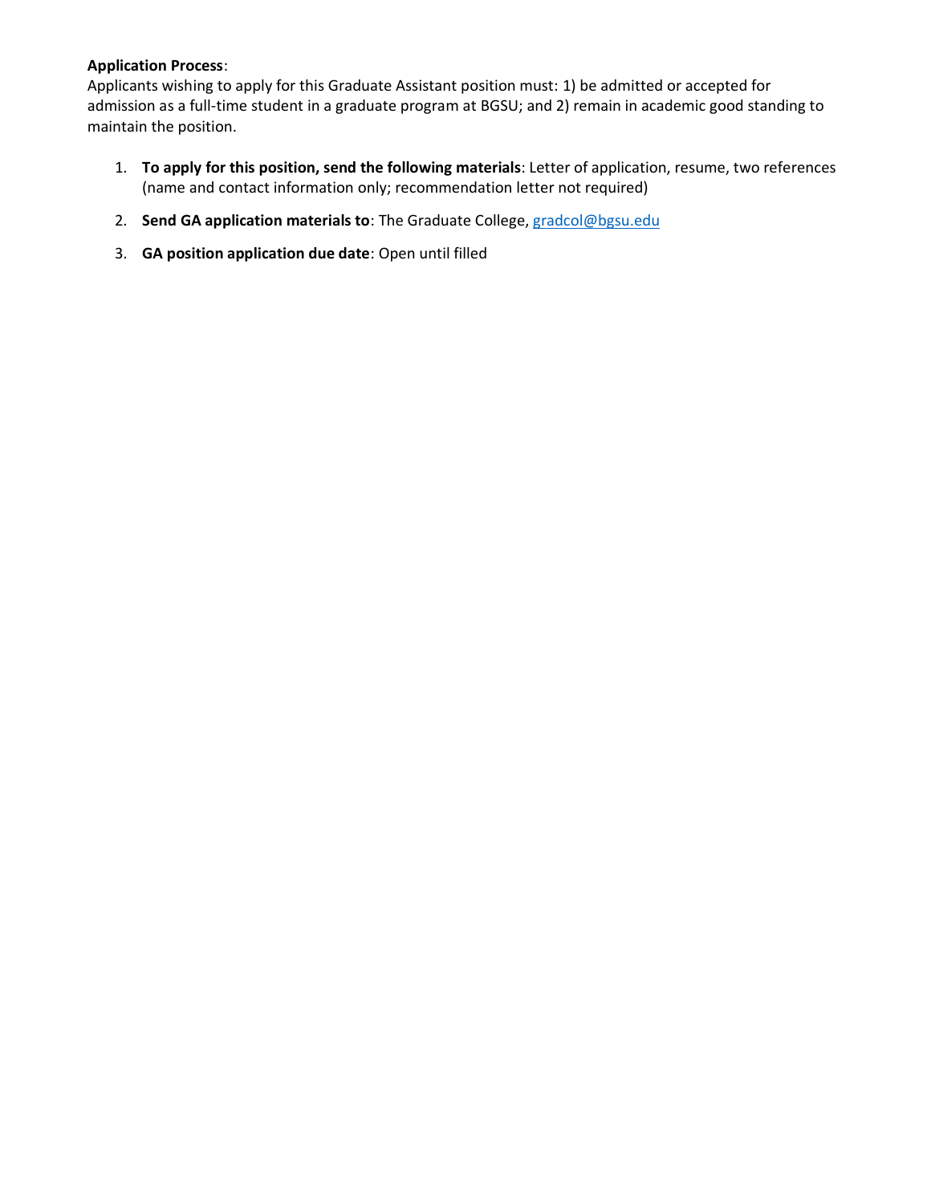**Application Process**:
Applicants wishing to apply for this Graduate Assistant position must: 1) be admitted or accepted for admission as a full-time student in a graduate program at BGSU; and 2) remain in academic good standing to maintain the position.

1. **To apply for this position, send the following materials**: Letter of application, resume, two references (name and contact information only; recommendation letter not required)
2. **Send GA application materials to**: The Graduate College, gradcol@bgsu.edu
3. **GA position application due date**: Open until filled